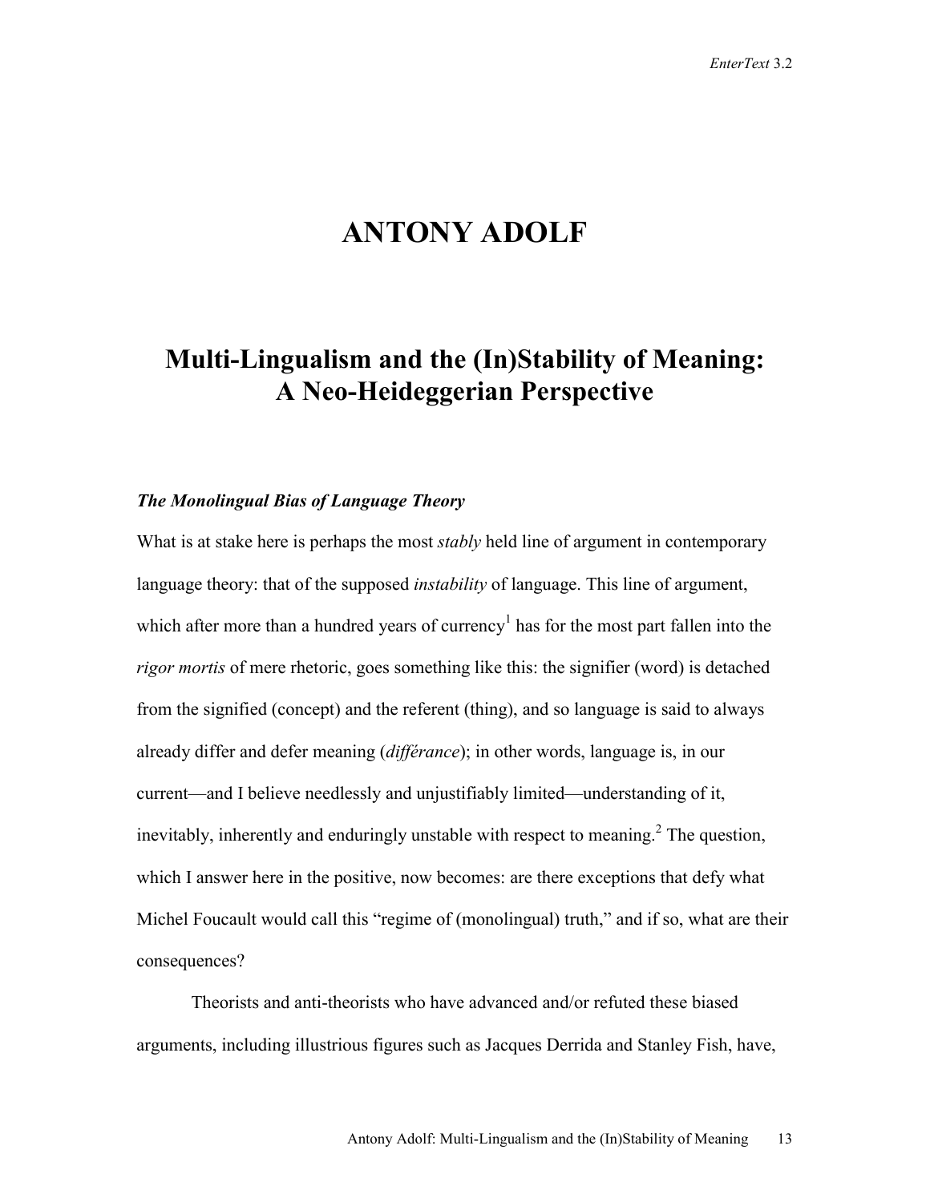# ANTONY ADOLF

## Multi-Lingualism and the (In)Stability of Meaning: A Neo-Heideggerian Perspective

### *The Monolingual Bias of Language Theory*

What is at stake here is perhaps the most *stably* held line of argument in contemporary language theory: that of the supposed *instability* of language. This line of argument, which after more than a hundred years of currency[1] has for the most part fallen into the *rigor mortis* of mere rhetoric, goes something like this: the signifier (word) is detached from the signified (concept) and the referent (thing), and so language is said to always already differ and defer meaning (*différance*); in other words, language is, in our current—and I believe needlessly and unjustifiably limited—understanding of it, inevitably, inherently and enduringly unstable with respect to meaning.[2] The question, which I answer here in the positive, now becomes: are there exceptions that defy what Michel Foucault would call this "regime of (monolingual) truth," and if so, what are their consequences?

Theorists and anti-theorists who have advanced and/or refuted these biased arguments, including illustrious figures such as Jacques Derrida and Stanley Fish, have,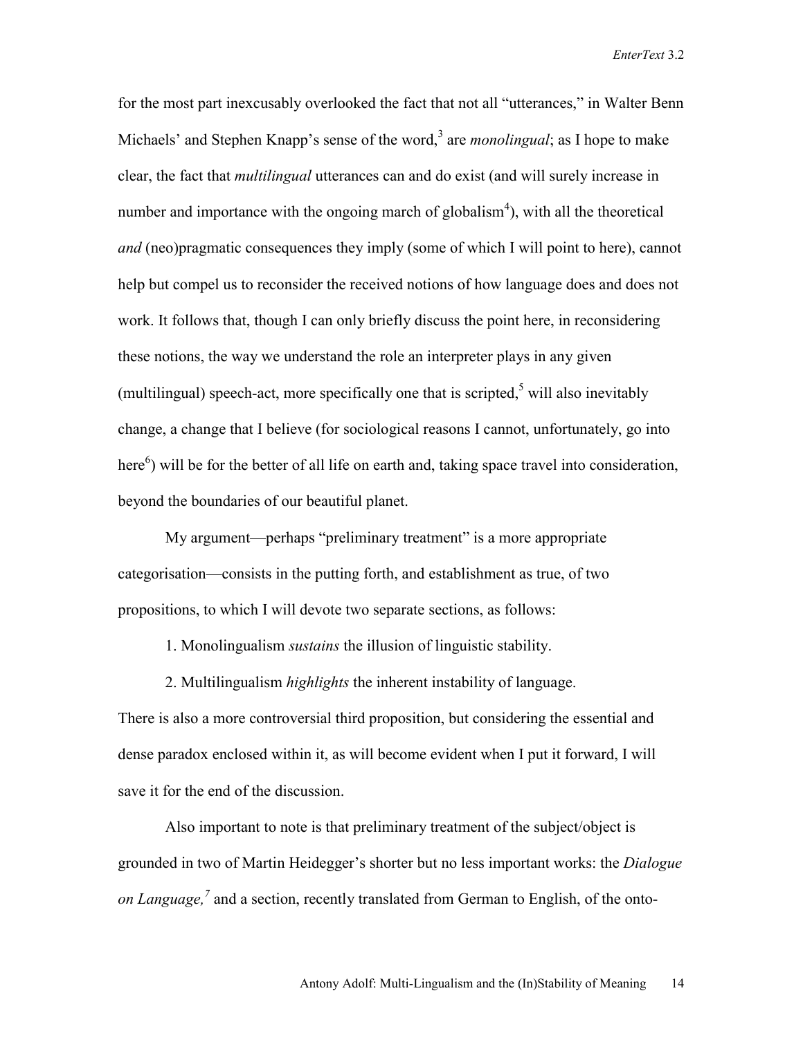for the most part inexcusably overlooked the fact that not all "utterances," in Walter Benn Michaels' and Stephen Knapp's sense of the word,[3] are *monolingual*; as I hope to make clear, the fact that *multilingual* utterances can and do exist (and will surely increase in number and importance with the ongoing march of globalism[4]), with all the theoretical *and* (neo)pragmatic consequences they imply (some of which I will point to here), cannot help but compel us to reconsider the received notions of how language does and does not work. It follows that, though I can only briefly discuss the point here, in reconsidering these notions, the way we understand the role an interpreter plays in any given (multilingual) speech-act, more specifically one that is scripted,[5] will also inevitably change, a change that I believe (for sociological reasons I cannot, unfortunately, go into here[6]) will be for the better of all life on earth and, taking space travel into consideration, beyond the boundaries of our beautiful planet.

My argument—perhaps "preliminary treatment" is a more appropriate categorisation—consists in the putting forth, and establishment as true, of two propositions, to which I will devote two separate sections, as follows:

1. Monolingualism *sustains* the illusion of linguistic stability.

2. Multilingualism *highlights* the inherent instability of language.

There is also a more controversial third proposition, but considering the essential and dense paradox enclosed within it, as will become evident when I put it forward, I will save it for the end of the discussion.

Also important to note is that preliminary treatment of the subject/object is grounded in two of Martin Heidegger's shorter but no less important works: the *Dialogue on Language,*[7] and a section, recently translated from German to English, of the onto-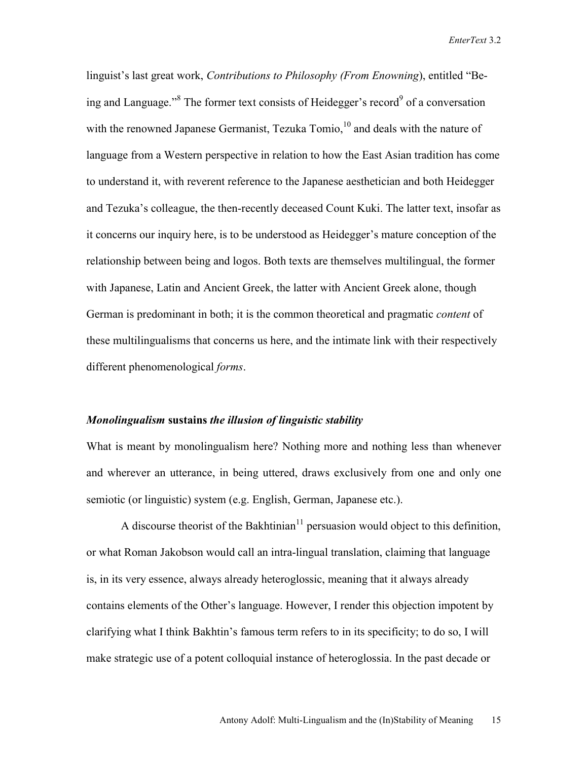linguist's last great work, *Contributions to Philosophy (From Enowning*), entitled "Being and Language."[8] The former text consists of Heidegger's record[9] of a conversation with the renowned Japanese Germanist, Tezuka Tomio,[10] and deals with the nature of language from a Western perspective in relation to how the East Asian tradition has come to understand it, with reverent reference to the Japanese aesthetician and both Heidegger and Tezuka's colleague, the then-recently deceased Count Kuki. The latter text, insofar as it concerns our inquiry here, is to be understood as Heidegger's mature conception of the relationship between being and logos. Both texts are themselves multilingual, the former with Japanese, Latin and Ancient Greek, the latter with Ancient Greek alone, though German is predominant in both; it is the common theoretical and pragmatic *content* of these multilingualisms that concerns us here, and the intimate link with their respectively different phenomenological *forms*.

### ***Monolingualism* sustains *the illusion of linguistic stability***

What is meant by monolingualism here? Nothing more and nothing less than whenever and wherever an utterance, in being uttered, draws exclusively from one and only one semiotic (or linguistic) system (e.g. English, German, Japanese etc.).

A discourse theorist of the Bakhtinian[11] persuasion would object to this definition, or what Roman Jakobson would call an intra-lingual translation, claiming that language is, in its very essence, always already heteroglossic, meaning that it always already contains elements of the Other's language. However, I render this objection impotent by clarifying what I think Bakhtin's famous term refers to in its specificity; to do so, I will make strategic use of a potent colloquial instance of heteroglossia. In the past decade or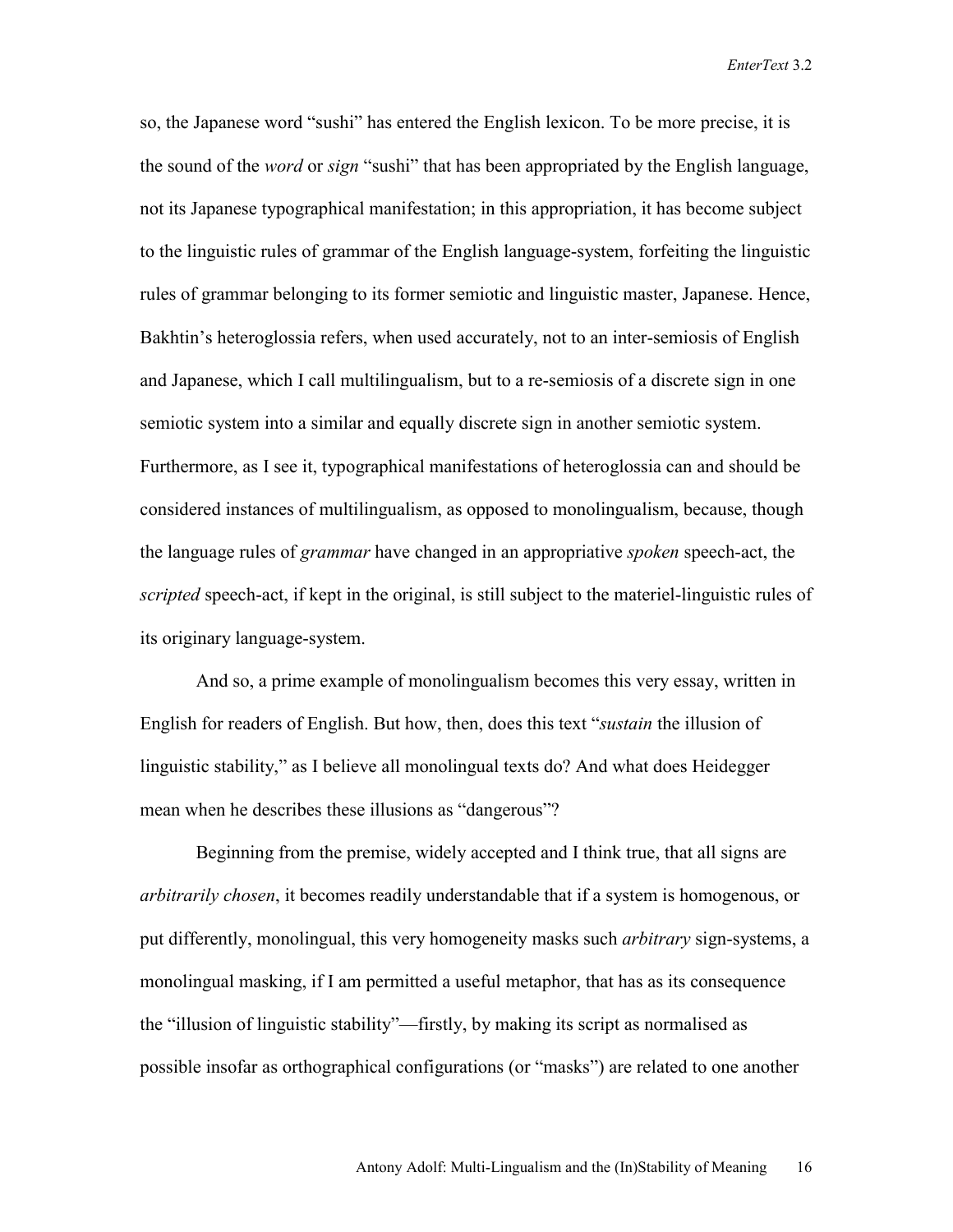so, the Japanese word "sushi" has entered the English lexicon. To be more precise, it is the sound of the *word* or *sign* "sushi" that has been appropriated by the English language, not its Japanese typographical manifestation; in this appropriation, it has become subject to the linguistic rules of grammar of the English language-system, forfeiting the linguistic rules of grammar belonging to its former semiotic and linguistic master, Japanese. Hence, Bakhtin's heteroglossia refers, when used accurately, not to an inter-semiosis of English and Japanese, which I call multilingualism, but to a re-semiosis of a discrete sign in one semiotic system into a similar and equally discrete sign in another semiotic system. Furthermore, as I see it, typographical manifestations of heteroglossia can and should be considered instances of multilingualism, as opposed to monolingualism, because, though the language rules of *grammar* have changed in an appropriative *spoken* speech-act, the *scripted* speech-act, if kept in the original, is still subject to the materiel-linguistic rules of its originary language-system.

And so, a prime example of monolingualism becomes this very essay, written in English for readers of English. But how, then, does this text "*sustain* the illusion of linguistic stability," as I believe all monolingual texts do? And what does Heidegger mean when he describes these illusions as "dangerous"?

Beginning from the premise, widely accepted and I think true, that all signs are *arbitrarily chosen*, it becomes readily understandable that if a system is homogenous, or put differently, monolingual, this very homogeneity masks such *arbitrary* sign-systems, a monolingual masking, if I am permitted a useful metaphor, that has as its consequence the "illusion of linguistic stability"—firstly, by making its script as normalised as possible insofar as orthographical configurations (or "masks") are related to one another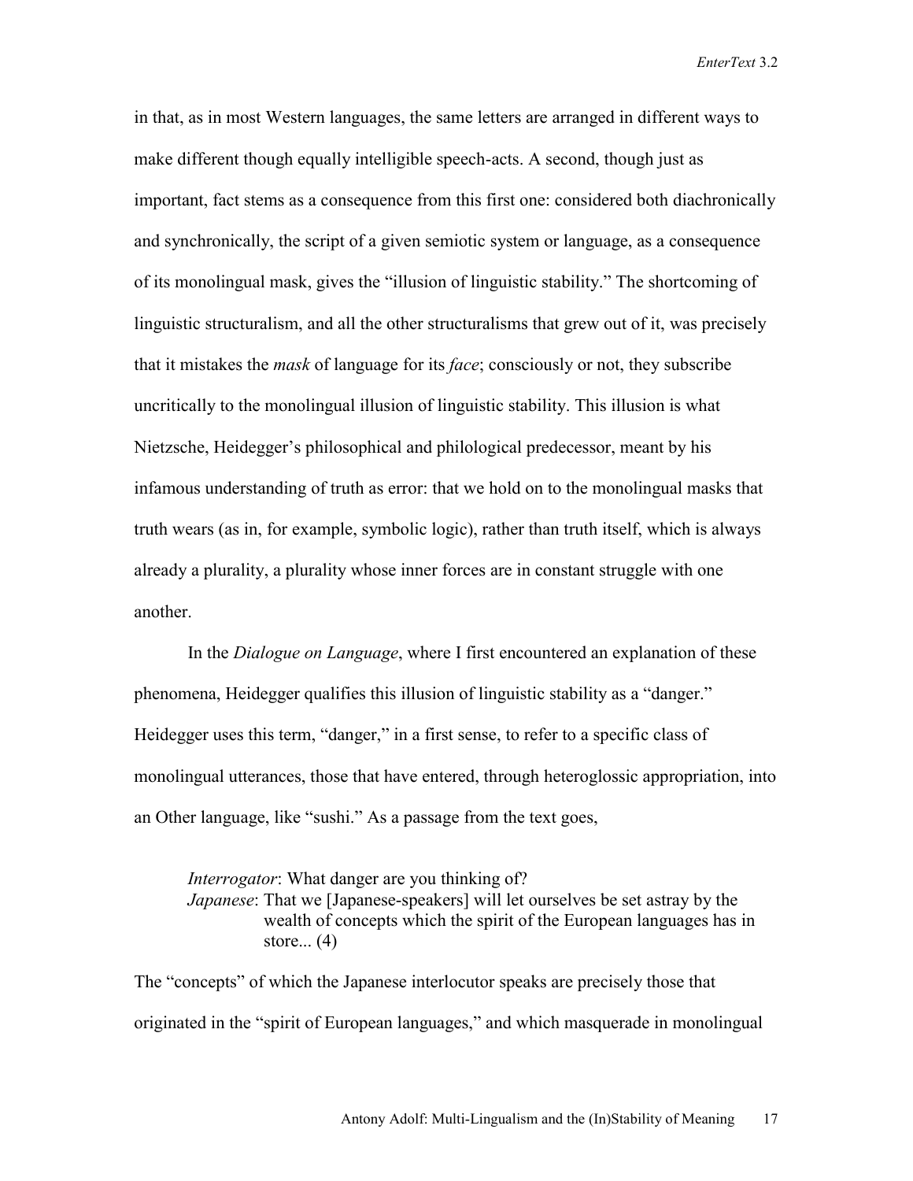in that, as in most Western languages, the same letters are arranged in different ways to make different though equally intelligible speech-acts. A second, though just as important, fact stems as a consequence from this first one: considered both diachronically and synchronically, the script of a given semiotic system or language, as a consequence of its monolingual mask, gives the "illusion of linguistic stability." The shortcoming of linguistic structuralism, and all the other structuralisms that grew out of it, was precisely that it mistakes the *mask* of language for its *face*; consciously or not, they subscribe uncritically to the monolingual illusion of linguistic stability. This illusion is what Nietzsche, Heidegger's philosophical and philological predecessor, meant by his infamous understanding of truth as error: that we hold on to the monolingual masks that truth wears (as in, for example, symbolic logic), rather than truth itself, which is always already a plurality, a plurality whose inner forces are in constant struggle with one another.

In the *Dialogue on Language*, where I first encountered an explanation of these phenomena, Heidegger qualifies this illusion of linguistic stability as a "danger." Heidegger uses this term, "danger," in a first sense, to refer to a specific class of monolingual utterances, those that have entered, through heteroglossic appropriation, into an Other language, like "sushi." As a passage from the text goes,

> *Interrogator*: What danger are you thinking of?
> *Japanese*: That we [Japanese-speakers] will let ourselves be set astray by the wealth of concepts which the spirit of the European languages has in store... (4)

The "concepts" of which the Japanese interlocutor speaks are precisely those that originated in the "spirit of European languages," and which masquerade in monolingual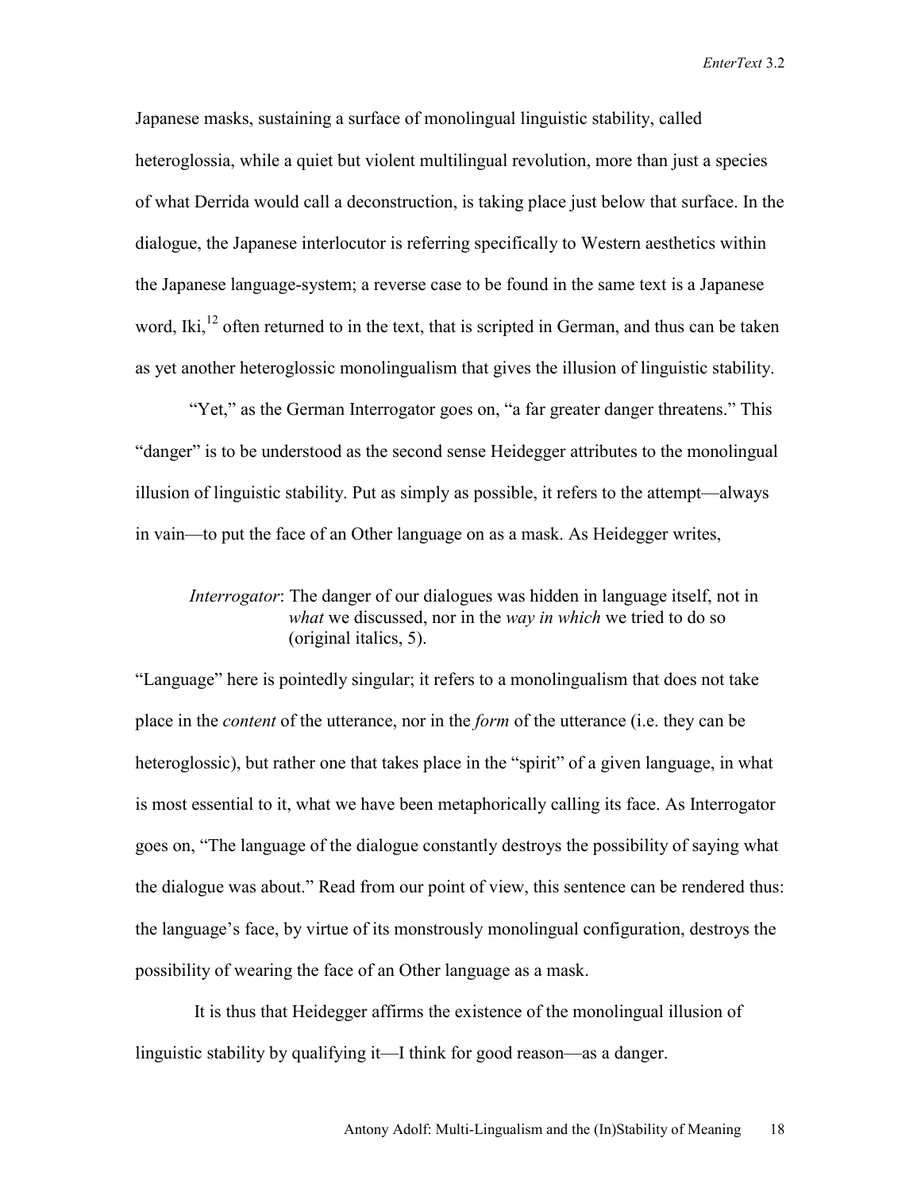Japanese masks, sustaining a surface of monolingual linguistic stability, called heteroglossia, while a quiet but violent multilingual revolution, more than just a species of what Derrida would call a deconstruction, is taking place just below that surface. In the dialogue, the Japanese interlocutor is referring specifically to Western aesthetics within the Japanese language-system; a reverse case to be found in the same text is a Japanese word, Iki,[12] often returned to in the text, that is scripted in German, and thus can be taken as yet another heteroglossic monolingualism that gives the illusion of linguistic stability.

"Yet," as the German Interrogator goes on, "a far greater danger threatens." This "danger" is to be understood as the second sense Heidegger attributes to the monolingual illusion of linguistic stability. Put as simply as possible, it refers to the attempt—always in vain—to put the face of an Other language on as a mask. As Heidegger writes,

> *Interrogator*: The danger of our dialogues was hidden in language itself, not in *what* we discussed, nor in the *way in which* we tried to do so (original italics, 5).

"Language" here is pointedly singular; it refers to a monolingualism that does not take place in the *content* of the utterance, nor in the *form* of the utterance (i.e. they can be heteroglossic), but rather one that takes place in the "spirit" of a given language, in what is most essential to it, what we have been metaphorically calling its face. As Interrogator goes on, "The language of the dialogue constantly destroys the possibility of saying what the dialogue was about." Read from our point of view, this sentence can be rendered thus: the language's face, by virtue of its monstrously monolingual configuration, destroys the possibility of wearing the face of an Other language as a mask.

It is thus that Heidegger affirms the existence of the monolingual illusion of linguistic stability by qualifying it—I think for good reason—as a danger.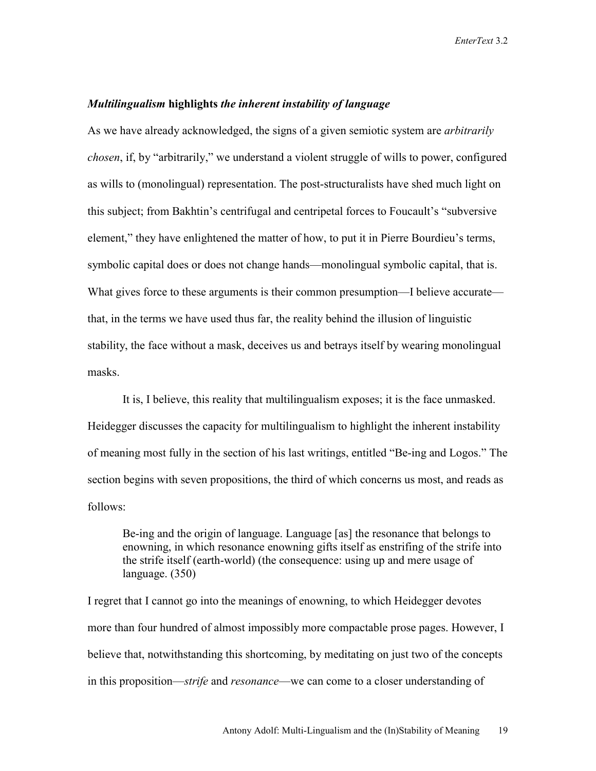### *Multilingualism* highlights *the inherent instability of language*

As we have already acknowledged, the signs of a given semiotic system are *arbitrarily chosen*, if, by "arbitrarily," we understand a violent struggle of wills to power, configured as wills to (monolingual) representation. The post-structuralists have shed much light on this subject; from Bakhtin's centrifugal and centripetal forces to Foucault's "subversive element," they have enlightened the matter of how, to put it in Pierre Bourdieu's terms, symbolic capital does or does not change hands—monolingual symbolic capital, that is. What gives force to these arguments is their common presumption—I believe accurate—that, in the terms we have used thus far, the reality behind the illusion of linguistic stability, the face without a mask, deceives us and betrays itself by wearing monolingual masks.

It is, I believe, this reality that multilingualism exposes; it is the face unmasked. Heidegger discusses the capacity for multilingualism to highlight the inherent instability of meaning most fully in the section of his last writings, entitled "Be-ing and Logos." The section begins with seven propositions, the third of which concerns us most, and reads as follows:

> Be-ing and the origin of language. Language [as] the resonance that belongs to enowning, in which resonance enowning gifts itself as enstrifing of the strife into the strife itself (earth-world) (the consequence: using up and mere usage of language. (350)

I regret that I cannot go into the meanings of enowning, to which Heidegger devotes more than four hundred of almost impossibly more compactable prose pages. However, I believe that, notwithstanding this shortcoming, by meditating on just two of the concepts in this proposition—*strife* and *resonance*—we can come to a closer understanding of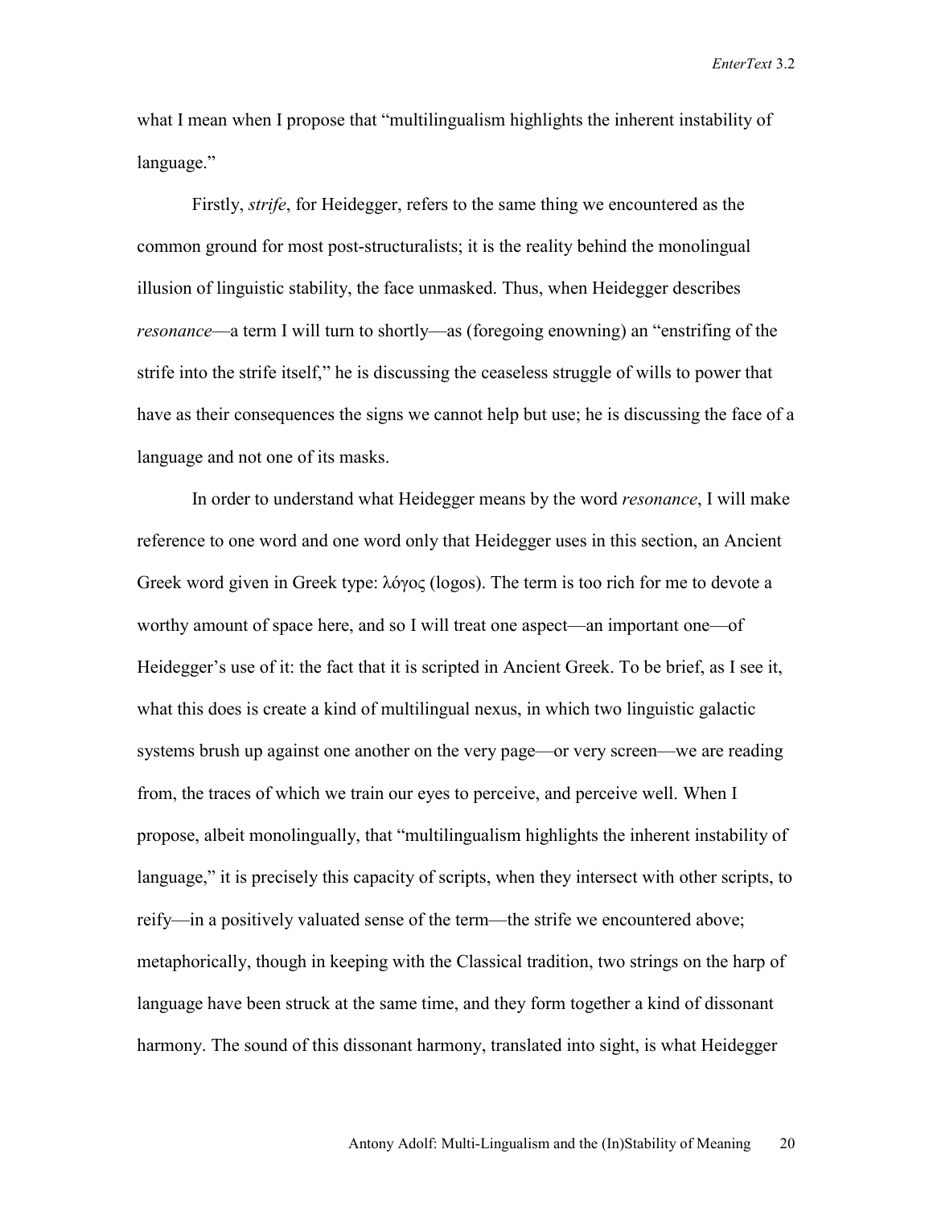what I mean when I propose that "multilingualism highlights the inherent instability of language."

Firstly, *strife*, for Heidegger, refers to the same thing we encountered as the common ground for most post-structuralists; it is the reality behind the monolingual illusion of linguistic stability, the face unmasked. Thus, when Heidegger describes *resonance*—a term I will turn to shortly—as (foregoing enowning) an "enstrifing of the strife into the strife itself," he is discussing the ceaseless struggle of wills to power that have as their consequences the signs we cannot help but use; he is discussing the face of a language and not one of its masks.

In order to understand what Heidegger means by the word *resonance*, I will make reference to one word and one word only that Heidegger uses in this section, an Ancient Greek word given in Greek type: λόγος (logos). The term is too rich for me to devote a worthy amount of space here, and so I will treat one aspect—an important one—of Heidegger's use of it: the fact that it is scripted in Ancient Greek. To be brief, as I see it, what this does is create a kind of multilingual nexus, in which two linguistic galactic systems brush up against one another on the very page—or very screen—we are reading from, the traces of which we train our eyes to perceive, and perceive well. When I propose, albeit monolingually, that "multilingualism highlights the inherent instability of language," it is precisely this capacity of scripts, when they intersect with other scripts, to reify—in a positively valuated sense of the term—the strife we encountered above; metaphorically, though in keeping with the Classical tradition, two strings on the harp of language have been struck at the same time, and they form together a kind of dissonant harmony. The sound of this dissonant harmony, translated into sight, is what Heidegger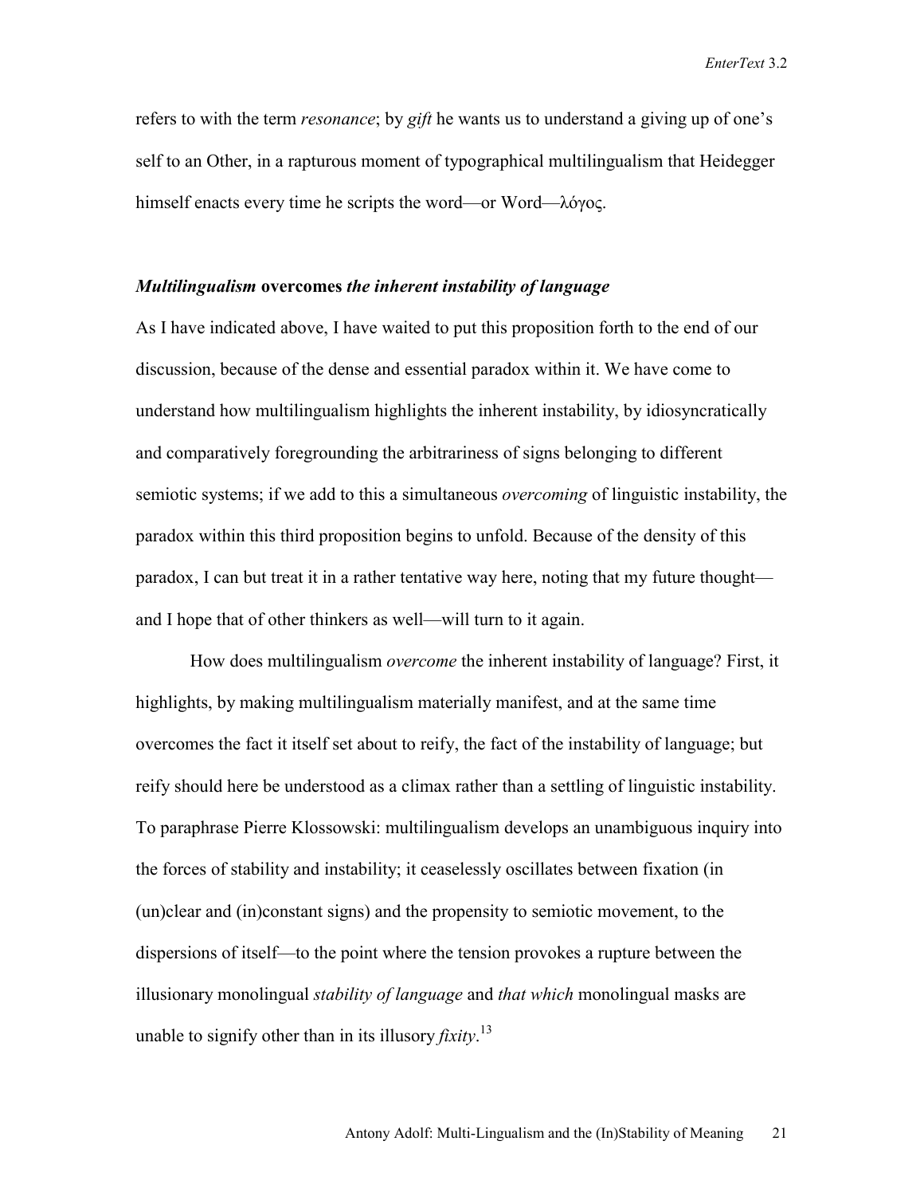refers to with the term *resonance*; by *gift* he wants us to understand a giving up of one's self to an Other, in a rapturous moment of typographical multilingualism that Heidegger himself enacts every time he scripts the word—or Word—λόγος.

### *Multilingualism* **overcomes** *the inherent instability of language*

As I have indicated above, I have waited to put this proposition forth to the end of our discussion, because of the dense and essential paradox within it. We have come to understand how multilingualism highlights the inherent instability, by idiosyncratically and comparatively foregrounding the arbitrariness of signs belonging to different semiotic systems; if we add to this a simultaneous *overcoming* of linguistic instability, the paradox within this third proposition begins to unfold. Because of the density of this paradox, I can but treat it in a rather tentative way here, noting that my future thought—and I hope that of other thinkers as well—will turn to it again.

How does multilingualism *overcome* the inherent instability of language? First, it highlights, by making multilingualism materially manifest, and at the same time overcomes the fact it itself set about to reify, the fact of the instability of language; but reify should here be understood as a climax rather than a settling of linguistic instability. To paraphrase Pierre Klossowski: multilingualism develops an unambiguous inquiry into the forces of stability and instability; it ceaselessly oscillates between fixation (in (un)clear and (in)constant signs) and the propensity to semiotic movement, to the dispersions of itself—to the point where the tension provokes a rupture between the illusionary monolingual *stability of language* and *that which* monolingual masks are unable to signify other than in its illusory *fixity*.[13]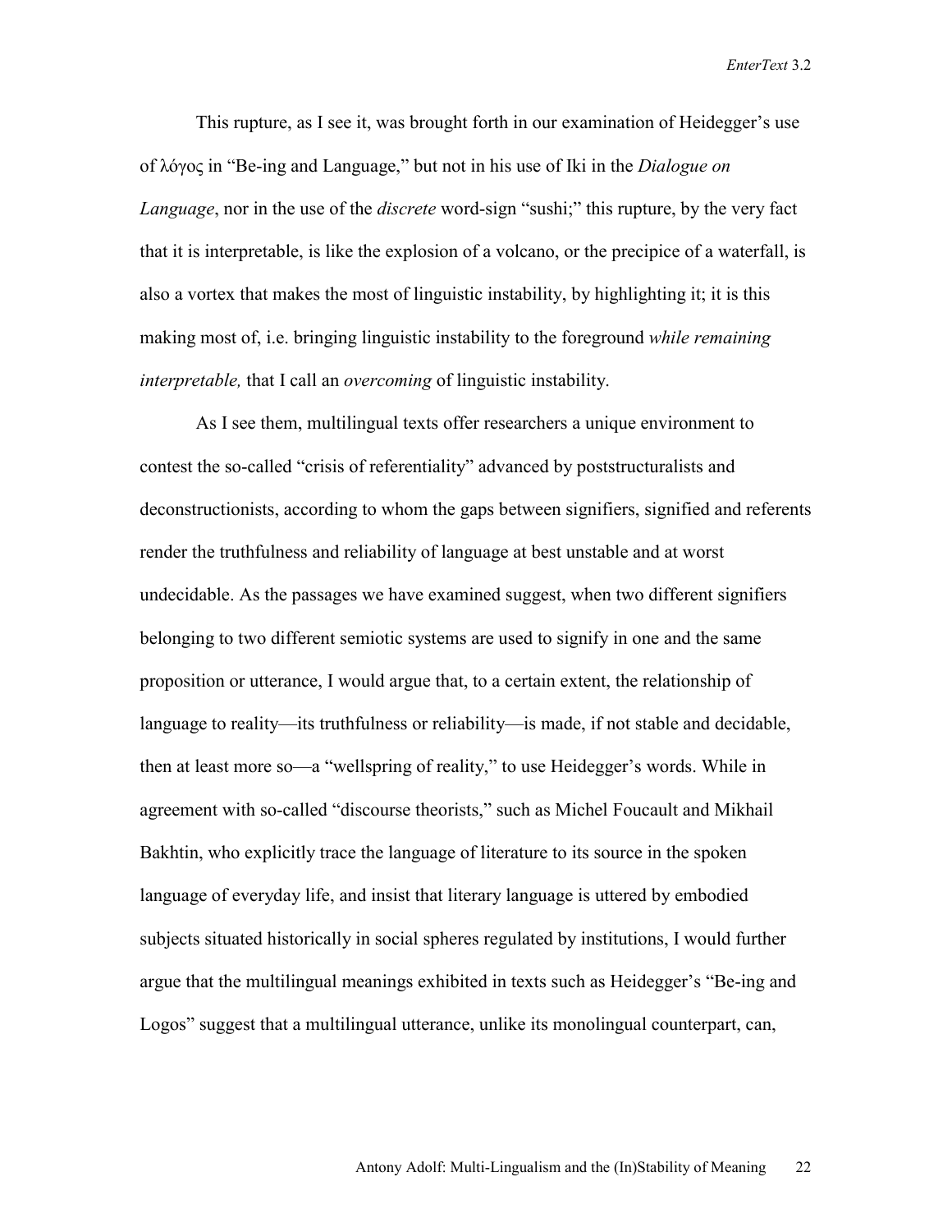This rupture, as I see it, was brought forth in our examination of Heidegger's use of λόγος in "Be-ing and Language," but not in his use of Iki in the *Dialogue on Language*, nor in the use of the *discrete* word-sign "sushi;" this rupture, by the very fact that it is interpretable, is like the explosion of a volcano, or the precipice of a waterfall, is also a vortex that makes the most of linguistic instability, by highlighting it; it is this making most of, i.e. bringing linguistic instability to the foreground *while remaining interpretable,* that I call an *overcoming* of linguistic instability.

As I see them, multilingual texts offer researchers a unique environment to contest the so-called "crisis of referentiality" advanced by poststructuralists and deconstructionists, according to whom the gaps between signifiers, signified and referents render the truthfulness and reliability of language at best unstable and at worst undecidable. As the passages we have examined suggest, when two different signifiers belonging to two different semiotic systems are used to signify in one and the same proposition or utterance, I would argue that, to a certain extent, the relationship of language to reality—its truthfulness or reliability—is made, if not stable and decidable, then at least more so—a "wellspring of reality," to use Heidegger's words. While in agreement with so-called "discourse theorists," such as Michel Foucault and Mikhail Bakhtin, who explicitly trace the language of literature to its source in the spoken language of everyday life, and insist that literary language is uttered by embodied subjects situated historically in social spheres regulated by institutions, I would further argue that the multilingual meanings exhibited in texts such as Heidegger's "Be-ing and Logos" suggest that a multilingual utterance, unlike its monolingual counterpart, can,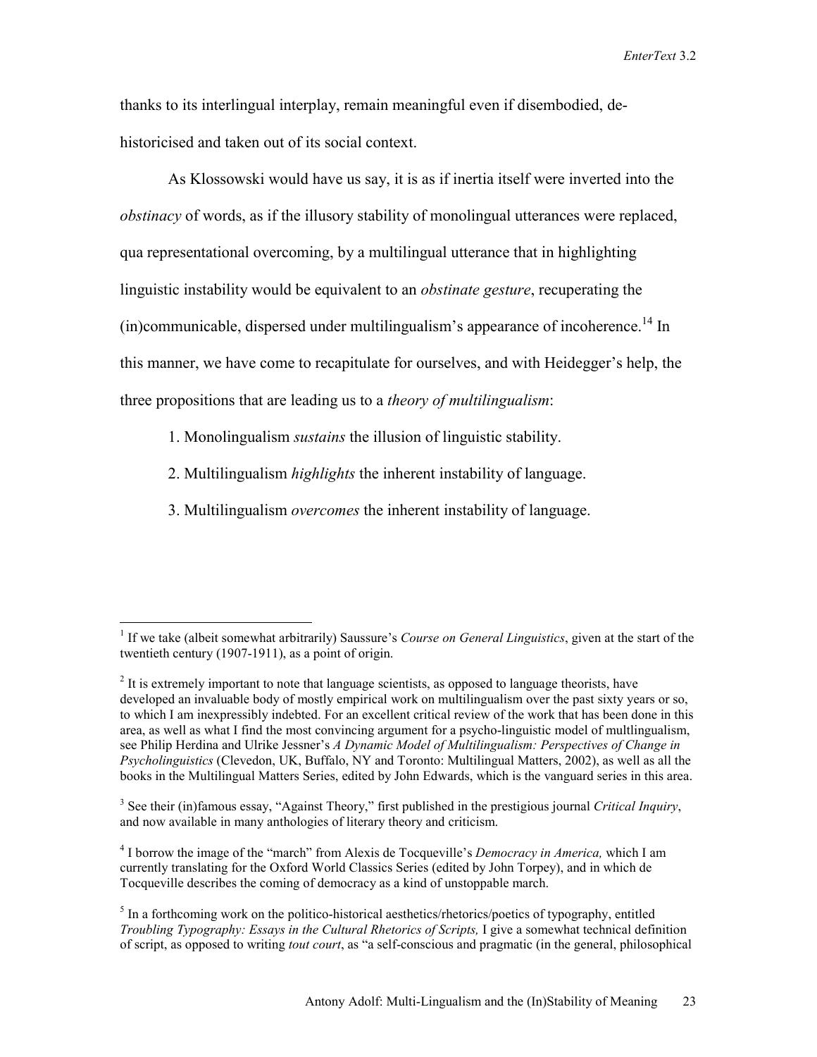thanks to its interlingual interplay, remain meaningful even if disembodied, de-historicised and taken out of its social context.

As Klossowski would have us say, it is as if inertia itself were inverted into the *obstinacy* of words, as if the illusory stability of monolingual utterances were replaced, qua representational overcoming, by a multilingual utterance that in highlighting linguistic instability would be equivalent to an *obstinate gesture*, recuperating the (in)communicable, dispersed under multilingualism's appearance of incoherence.[14] In this manner, we have come to recapitulate for ourselves, and with Heidegger's help, the three propositions that are leading us to a *theory of multilingualism*:

1. Monolingualism *sustains* the illusion of linguistic stability.
2. Multilingualism *highlights* the inherent instability of language.
3. Multilingualism *overcomes* the inherent instability of language.

---

[1] If we take (albeit somewhat arbitrarily) Saussure's *Course on General Linguistics*, given at the start of the twentieth century (1907-1911), as a point of origin.

[2] It is extremely important to note that language scientists, as opposed to language theorists, have developed an invaluable body of mostly empirical work on multilingualism over the past sixty years or so, to which I am inexpressibly indebted. For an excellent critical review of the work that has been done in this area, as well as what I find the most convincing argument for a psycho-linguistic model of multlingualism, see Philip Herdina and Ulrike Jessner's *A Dynamic Model of Multilingualism: Perspectives of Change in Psycholinguistics* (Clevedon, UK, Buffalo, NY and Toronto: Multilingual Matters, 2002), as well as all the books in the Multilingual Matters Series, edited by John Edwards, which is the vanguard series in this area.

[3] See their (in)famous essay, "Against Theory," first published in the prestigious journal *Critical Inquiry*, and now available in many anthologies of literary theory and criticism.

[4] I borrow the image of the "march" from Alexis de Tocqueville's *Democracy in America,* which I am currently translating for the Oxford World Classics Series (edited by John Torpey), and in which de Tocqueville describes the coming of democracy as a kind of unstoppable march.

[5] In a forthcoming work on the politico-historical aesthetics/rhetorics/poetics of typography, entitled *Troubling Typography: Essays in the Cultural Rhetorics of Scripts,* I give a somewhat technical definition of script, as opposed to writing *tout court*, as "a self-conscious and pragmatic (in the general, philosophical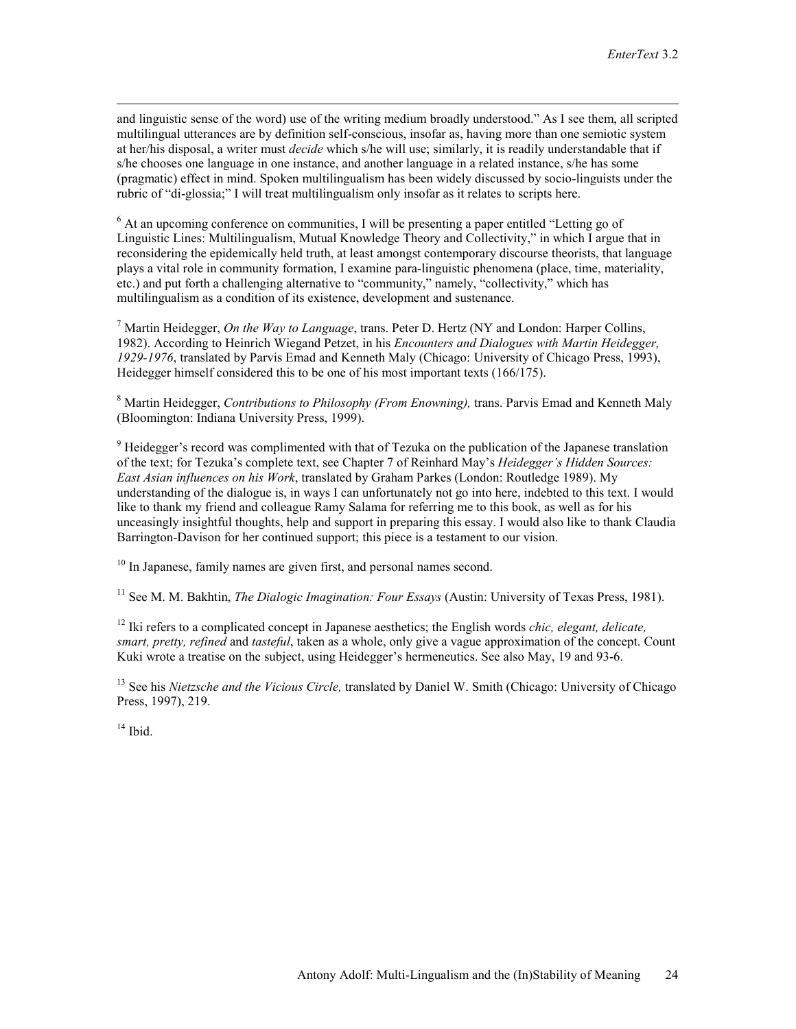and linguistic sense of the word) use of the writing medium broadly understood." As I see them, all scripted multilingual utterances are by definition self-conscious, insofar as, having more than one semiotic system at her/his disposal, a writer must *decide* which s/he will use; similarly, it is readily understandable that if s/he chooses one language in one instance, and another language in a related instance, s/he has some (pragmatic) effect in mind. Spoken multilingualism has been widely discussed by socio-linguists under the rubric of "di-glossia;" I will treat multilingualism only insofar as it relates to scripts here.

[6] At an upcoming conference on communities, I will be presenting a paper entitled "Letting go of Linguistic Lines: Multilingualism, Mutual Knowledge Theory and Collectivity," in which I argue that in reconsidering the epidemically held truth, at least amongst contemporary discourse theorists, that language plays a vital role in community formation, I examine para-linguistic phenomena (place, time, materiality, etc.) and put forth a challenging alternative to "community," namely, "collectivity," which has multilingualism as a condition of its existence, development and sustenance.

[7] Martin Heidegger, *On the Way to Language*, trans. Peter D. Hertz (NY and London: Harper Collins, 1982). According to Heinrich Wiegand Petzet, in his *Encounters and Dialogues with Martin Heidegger, 1929-1976*, translated by Parvis Emad and Kenneth Maly (Chicago: University of Chicago Press, 1993), Heidegger himself considered this to be one of his most important texts (166/175).

[8] Martin Heidegger, *Contributions to Philosophy (From Enowning),* trans. Parvis Emad and Kenneth Maly (Bloomington: Indiana University Press, 1999).

[9] Heidegger's record was complimented with that of Tezuka on the publication of the Japanese translation of the text; for Tezuka's complete text, see Chapter 7 of Reinhard May's *Heidegger's Hidden Sources: East Asian influences on his Work*, translated by Graham Parkes (London: Routledge 1989). My understanding of the dialogue is, in ways I can unfortunately not go into here, indebted to this text. I would like to thank my friend and colleague Ramy Salama for referring me to this book, as well as for his unceasingly insightful thoughts, help and support in preparing this essay. I would also like to thank Claudia Barrington-Davison for her continued support; this piece is a testament to our vision.

[10] In Japanese, family names are given first, and personal names second.

[11] See M. M. Bakhtin, *The Dialogic Imagination: Four Essays* (Austin: University of Texas Press, 1981).

[12] Iki refers to a complicated concept in Japanese aesthetics; the English words *chic, elegant, delicate, smart, pretty, refined* and *tasteful*, taken as a whole, only give a vague approximation of the concept. Count Kuki wrote a treatise on the subject, using Heidegger's hermeneutics. See also May, 19 and 93-6.

[13] See his *Nietzsche and the Vicious Circle,* translated by Daniel W. Smith (Chicago: University of Chicago Press, 1997), 219.

[14] Ibid.